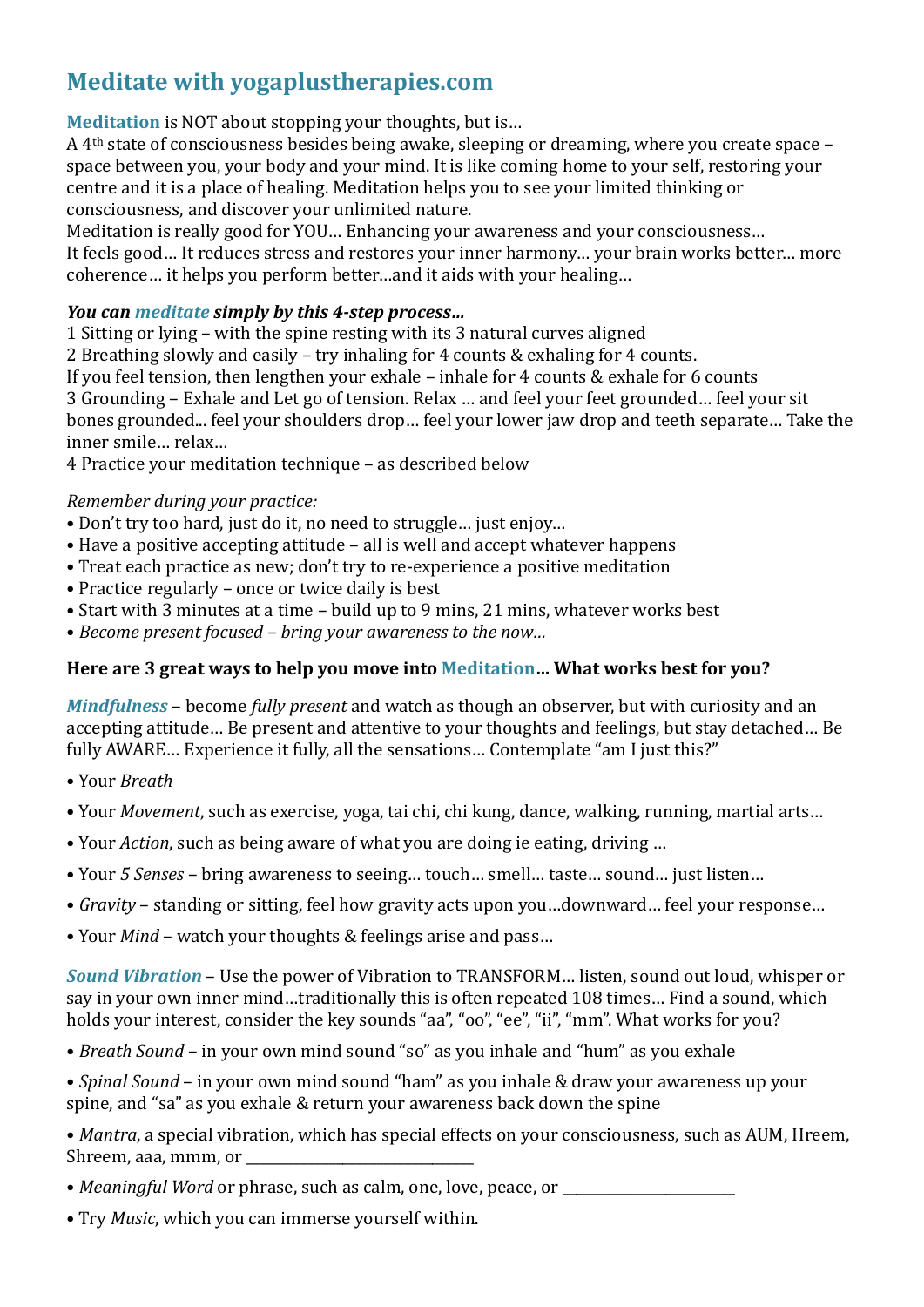# Meditate with yogaplustherapies.com

**Meditation** is NOT about stopping your thoughts, but is…
A 4th state of consciousness besides being awake, sleeping or dreaming, where you create space – space between you, your body and your mind. It is like coming home to your self, restoring your centre and it is a place of healing. Meditation helps you to see your limited thinking or consciousness, and discover your unlimited nature.
Meditation is really good for YOU… Enhancing your awareness and your consciousness…
It feels good… It reduces stress and restores your inner harmony… your brain works better… more coherence… it helps you perform better…and it aids with your healing…

***You can meditate simply by this 4-step process…***

1 Sitting or lying – with the spine resting with its 3 natural curves aligned
2 Breathing slowly and easily – try inhaling for 4 counts & exhaling for 4 counts.
If you feel tension, then lengthen your exhale – inhale for 4 counts & exhale for 6 counts
3 Grounding – Exhale and Let go of tension. Relax … and feel your feet grounded… feel your sit bones grounded... feel your shoulders drop… feel your lower jaw drop and teeth separate… Take the inner smile… relax…
4 Practice your meditation technique – as described below

*Remember during your practice:*

- Don't try too hard, just do it, no need to struggle… just enjoy…
- Have a positive accepting attitude – all is well and accept whatever happens
- Treat each practice as new; don't try to re-experience a positive meditation
- Practice regularly – once or twice daily is best
- Start with 3 minutes at a time – build up to 9 mins, 21 mins, whatever works best
- *Become present focused – bring your awareness to the now…*

**Here are 3 great ways to help you move into Meditation… What works best for you?**

***Mindfulness*** – become *fully present* and watch as though an observer, but with curiosity and an accepting attitude… Be present and attentive to your thoughts and feelings, but stay detached… Be fully AWARE… Experience it fully, all the sensations… Contemplate "am I just this?"

- Your *Breath*
- Your *Movement*, such as exercise, yoga, tai chi, chi kung, dance, walking, running, martial arts…
- Your *Action*, such as being aware of what you are doing ie eating, driving …
- Your *5 Senses* – bring awareness to seeing… touch… smell… taste… sound… just listen…
- *Gravity* – standing or sitting, feel how gravity acts upon you…downward… feel your response…
- Your *Mind* – watch your thoughts & feelings arise and pass…

***Sound Vibration*** – Use the power of Vibration to TRANSFORM… listen, sound out loud, whisper or say in your own inner mind…traditionally this is often repeated 108 times… Find a sound, which holds your interest, consider the key sounds "aa", "oo", "ee", "ii", "mm". What works for you?

- *Breath Sound* – in your own mind sound "so" as you inhale and "hum" as you exhale
- *Spinal Sound* – in your own mind sound "ham" as you inhale & draw your awareness up your spine, and "sa" as you exhale & return your awareness back down the spine
- *Mantra*, a special vibration, which has special effects on your consciousness, such as AUM, Hreem, Shreem, aaa, mmm, or ______________________________
- *Meaningful Word* or phrase, such as calm, one, love, peace, or _______________________
- Try *Music*, which you can immerse yourself within.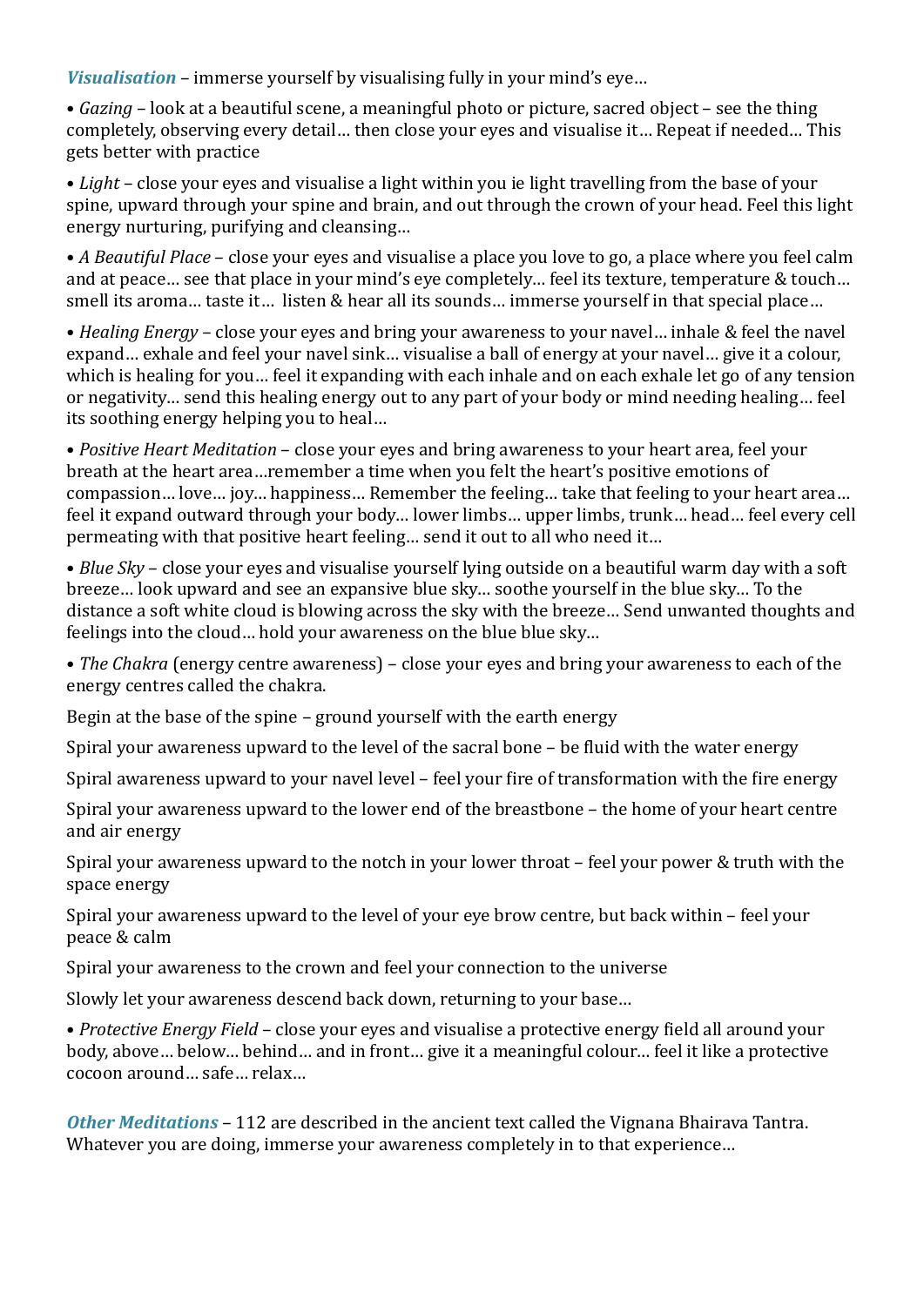***Visualisation*** – immerse yourself by visualising fully in your mind's eye…

• *Gazing* – look at a beautiful scene, a meaningful photo or picture, sacred object – see the thing completely, observing every detail… then close your eyes and visualise it… Repeat if needed… This gets better with practice

• *Light* – close your eyes and visualise a light within you ie light travelling from the base of your spine, upward through your spine and brain, and out through the crown of your head. Feel this light energy nurturing, purifying and cleansing…

• *A Beautiful Place* – close your eyes and visualise a place you love to go, a place where you feel calm and at peace… see that place in your mind's eye completely… feel its texture, temperature & touch… smell its aroma… taste it… listen & hear all its sounds… immerse yourself in that special place…

• *Healing Energy* – close your eyes and bring your awareness to your navel… inhale & feel the navel expand… exhale and feel your navel sink… visualise a ball of energy at your navel… give it a colour, which is healing for you… feel it expanding with each inhale and on each exhale let go of any tension or negativity… send this healing energy out to any part of your body or mind needing healing… feel its soothing energy helping you to heal…

• *Positive Heart Meditation* – close your eyes and bring awareness to your heart area, feel your breath at the heart area…remember a time when you felt the heart's positive emotions of compassion… love… joy… happiness… Remember the feeling… take that feeling to your heart area… feel it expand outward through your body… lower limbs… upper limbs, trunk… head… feel every cell permeating with that positive heart feeling… send it out to all who need it…

• *Blue Sky* – close your eyes and visualise yourself lying outside on a beautiful warm day with a soft breeze… look upward and see an expansive blue sky… soothe yourself in the blue sky… To the distance a soft white cloud is blowing across the sky with the breeze… Send unwanted thoughts and feelings into the cloud… hold your awareness on the blue blue sky…

• *The Chakra* (energy centre awareness) – close your eyes and bring your awareness to each of the energy centres called the chakra.

Begin at the base of the spine – ground yourself with the earth energy

Spiral your awareness upward to the level of the sacral bone – be fluid with the water energy

Spiral awareness upward to your navel level – feel your fire of transformation with the fire energy

Spiral your awareness upward to the lower end of the breastbone – the home of your heart centre and air energy

Spiral your awareness upward to the notch in your lower throat – feel your power & truth with the space energy

Spiral your awareness upward to the level of your eye brow centre, but back within – feel your peace & calm

Spiral your awareness to the crown and feel your connection to the universe

Slowly let your awareness descend back down, returning to your base…

• *Protective Energy Field* – close your eyes and visualise a protective energy field all around your body, above… below… behind… and in front… give it a meaningful colour… feel it like a protective cocoon around… safe… relax…

***Other Meditations*** – 112 are described in the ancient text called the Vignana Bhairava Tantra. Whatever you are doing, immerse your awareness completely in to that experience…